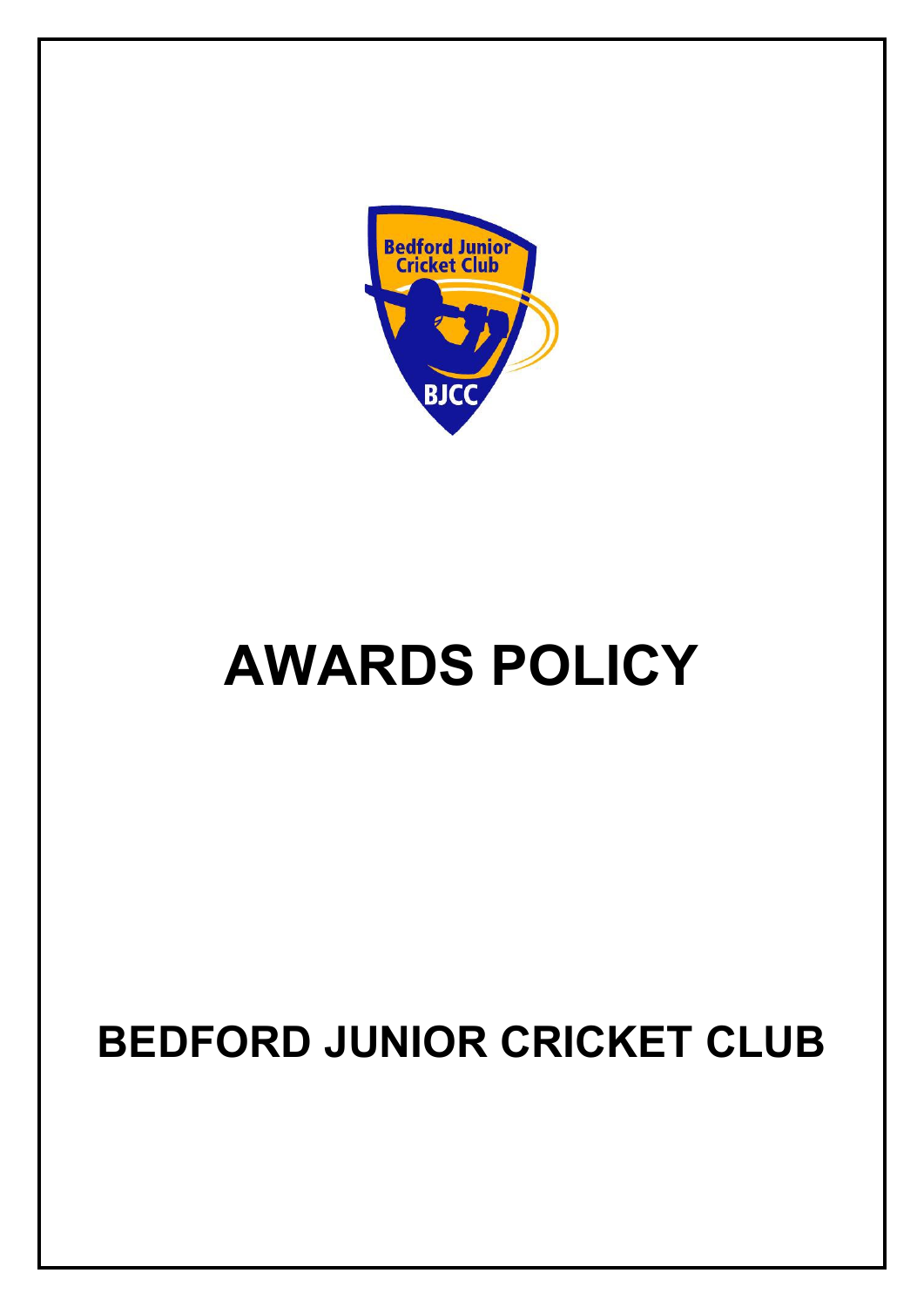# AWARDS POLICY

## BEDFORD JUNIOR CRICKET CLUB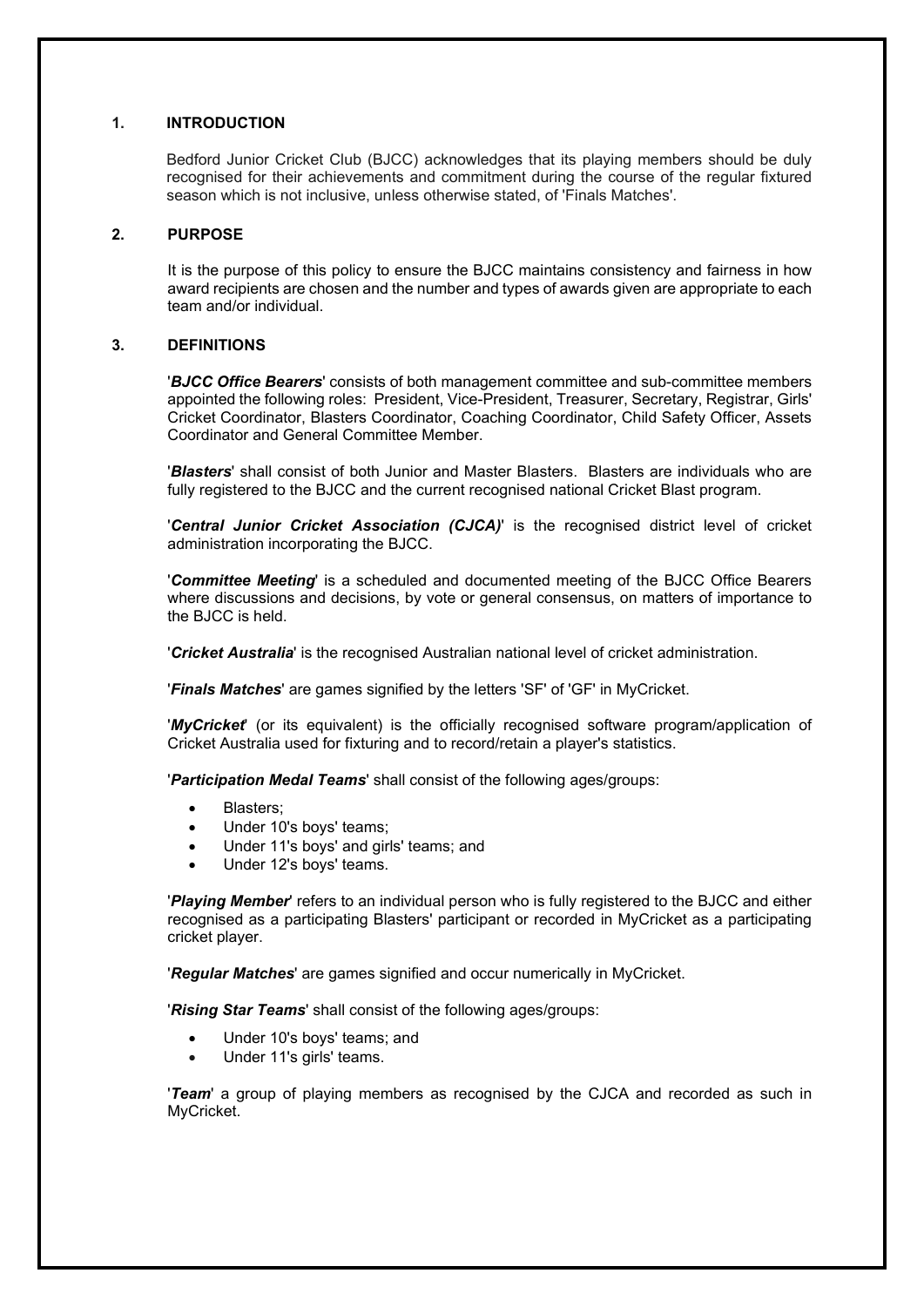## 1. INTRODUCTION

Bedford Junior Cricket Club (BJCC) acknowledges that its playing members should be duly recognised for their achievements and commitment during the course of the regular fixtured season which is not inclusive, unless otherwise stated, of 'Finals Matches'.

## 2. PURPOSE

It is the purpose of this policy to ensure the BJCC maintains consistency and fairness in how award recipients are chosen and the number and types of awards given are appropriate to each team and/or individual.

## 3. DEFINITIONS

'***BJCC Office Bearers***' consists of both management committee and sub-committee members appointed the following roles: President, Vice-President, Treasurer, Secretary, Registrar, Girls' Cricket Coordinator, Blasters Coordinator, Coaching Coordinator, Child Safety Officer, Assets Coordinator and General Committee Member.

'***Blasters***' shall consist of both Junior and Master Blasters. Blasters are individuals who are fully registered to the BJCC and the current recognised national Cricket Blast program.

'***Central Junior Cricket Association (CJCA)***' is the recognised district level of cricket administration incorporating the BJCC.

'***Committee Meeting***' is a scheduled and documented meeting of the BJCC Office Bearers where discussions and decisions, by vote or general consensus, on matters of importance to the BJCC is held.

'***Cricket Australia***' is the recognised Australian national level of cricket administration.

'***Finals Matches***' are games signified by the letters 'SF' of 'GF' in MyCricket.

'***MyCricket***' (or its equivalent) is the officially recognised software program/application of Cricket Australia used for fixturing and to record/retain a player's statistics.

'***Participation Medal Teams***' shall consist of the following ages/groups:

- Blasters;
- Under 10's boys' teams;
- Under 11's boys' and girls' teams; and
- Under 12's boys' teams.

'***Playing Member***' refers to an individual person who is fully registered to the BJCC and either recognised as a participating Blasters' participant or recorded in MyCricket as a participating cricket player.

'***Regular Matches***' are games signified and occur numerically in MyCricket.

'***Rising Star Teams***' shall consist of the following ages/groups:

- Under 10's boys' teams; and
- Under 11's girls' teams.

'***Team***' a group of playing members as recognised by the CJCA and recorded as such in MyCricket.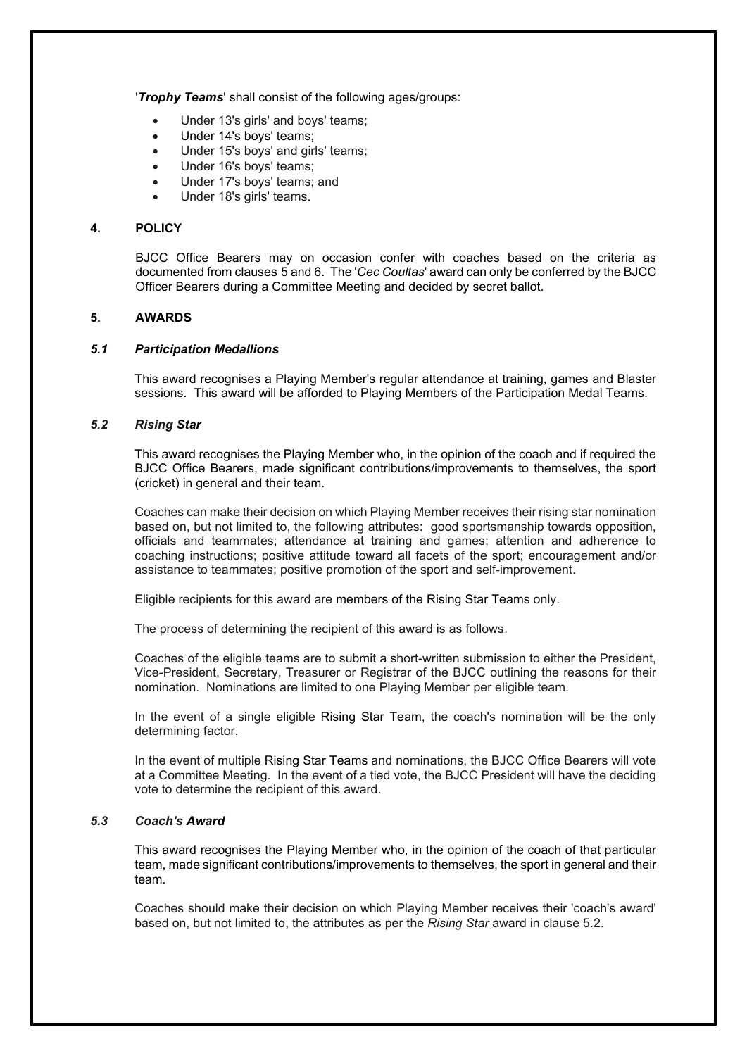'***Trophy Teams***' shall consist of the following ages/groups:

- Under 13's girls' and boys' teams;
- Under 14's boys' teams;
- Under 15's boys' and girls' teams;
- Under 16's boys' teams;
- Under 17's boys' teams; and
- Under 18's girls' teams.

## 4. POLICY

BJCC Office Bearers may on occasion confer with coaches based on the criteria as documented from clauses 5 and 6. The '*Cec Coultas*' award can only be conferred by the BJCC Officer Bearers during a Committee Meeting and decided by secret ballot.

## 5. AWARDS

### *5.1 Participation Medallions*

This award recognises a Playing Member's regular attendance at training, games and Blaster sessions. This award will be afforded to Playing Members of the Participation Medal Teams.

### *5.2 Rising Star*

This award recognises the Playing Member who, in the opinion of the coach and if required the BJCC Office Bearers, made significant contributions/improvements to themselves, the sport (cricket) in general and their team.

Coaches can make their decision on which Playing Member receives their rising star nomination based on, but not limited to, the following attributes: good sportsmanship towards opposition, officials and teammates; attendance at training and games; attention and adherence to coaching instructions; positive attitude toward all facets of the sport; encouragement and/or assistance to teammates; positive promotion of the sport and self-improvement.

Eligible recipients for this award are members of the Rising Star Teams only.

The process of determining the recipient of this award is as follows.

Coaches of the eligible teams are to submit a short-written submission to either the President, Vice-President, Secretary, Treasurer or Registrar of the BJCC outlining the reasons for their nomination. Nominations are limited to one Playing Member per eligible team.

In the event of a single eligible Rising Star Team, the coach's nomination will be the only determining factor.

In the event of multiple Rising Star Teams and nominations, the BJCC Office Bearers will vote at a Committee Meeting. In the event of a tied vote, the BJCC President will have the deciding vote to determine the recipient of this award.

### *5.3 Coach's Award*

This award recognises the Playing Member who, in the opinion of the coach of that particular team, made significant contributions/improvements to themselves, the sport in general and their team.

Coaches should make their decision on which Playing Member receives their 'coach's award' based on, but not limited to, the attributes as per the *Rising Star* award in clause 5.2.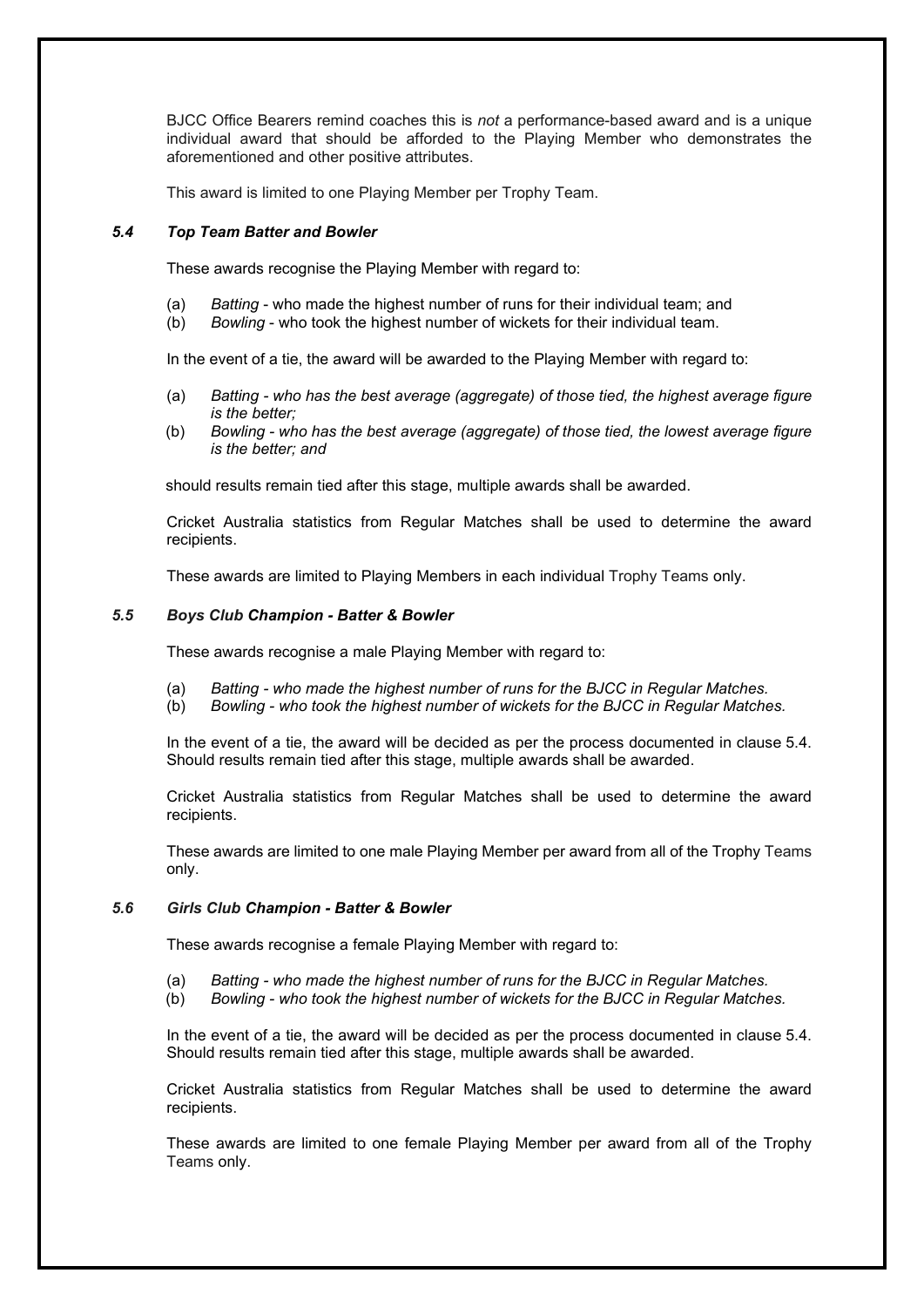BJCC Office Bearers remind coaches this is *not* a performance-based award and is a unique individual award that should be afforded to the Playing Member who demonstrates the aforementioned and other positive attributes.

This award is limited to one Playing Member per Trophy Team.

### *5.4 Top Team Batter and Bowler*

These awards recognise the Playing Member with regard to:

(a) *Batting* - who made the highest number of runs for their individual team; and
(b) *Bowling* - who took the highest number of wickets for their individual team.

In the event of a tie, the award will be awarded to the Playing Member with regard to:

(a) *Batting - who has the best average (aggregate) of those tied, the highest average figure is the better;*
(b) *Bowling - who has the best average (aggregate) of those tied, the lowest average figure is the better; and*

should results remain tied after this stage, multiple awards shall be awarded.

Cricket Australia statistics from Regular Matches shall be used to determine the award recipients.

These awards are limited to Playing Members in each individual Trophy Teams only.

### *5.5 Boys Club Champion - Batter & Bowler*

These awards recognise a male Playing Member with regard to:

(a) *Batting - who made the highest number of runs for the BJCC in Regular Matches.*
(b) *Bowling - who took the highest number of wickets for the BJCC in Regular Matches.*

In the event of a tie, the award will be decided as per the process documented in clause 5.4. Should results remain tied after this stage, multiple awards shall be awarded.

Cricket Australia statistics from Regular Matches shall be used to determine the award recipients.

These awards are limited to one male Playing Member per award from all of the Trophy Teams only.

### *5.6 Girls Club Champion - Batter & Bowler*

These awards recognise a female Playing Member with regard to:

(a) *Batting - who made the highest number of runs for the BJCC in Regular Matches.*
(b) *Bowling - who took the highest number of wickets for the BJCC in Regular Matches.*

In the event of a tie, the award will be decided as per the process documented in clause 5.4. Should results remain tied after this stage, multiple awards shall be awarded.

Cricket Australia statistics from Regular Matches shall be used to determine the award recipients.

These awards are limited to one female Playing Member per award from all of the Trophy Teams only.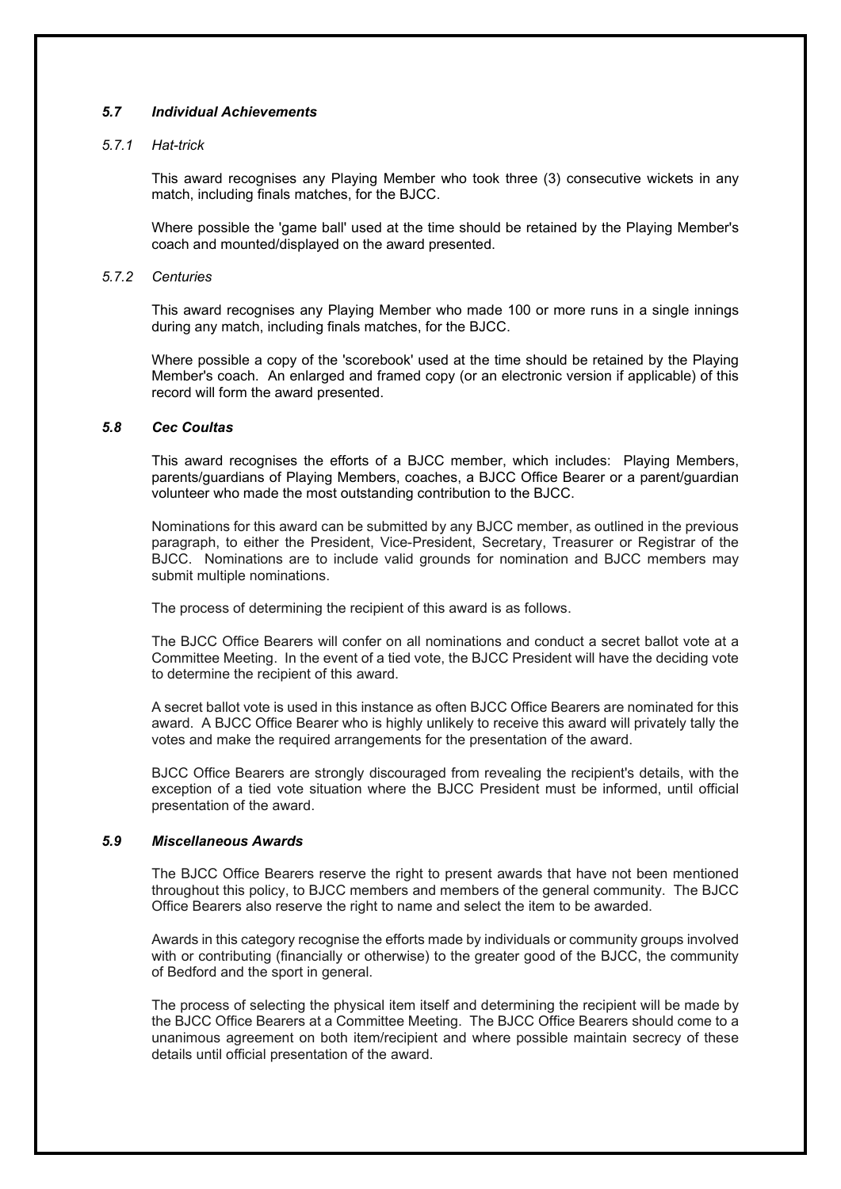### *5.7 Individual Achievements*

#### *5.7.1 Hat-trick*

This award recognises any Playing Member who took three (3) consecutive wickets in any match, including finals matches, for the BJCC.

Where possible the 'game ball' used at the time should be retained by the Playing Member's coach and mounted/displayed on the award presented.

#### *5.7.2 Centuries*

This award recognises any Playing Member who made 100 or more runs in a single innings during any match, including finals matches, for the BJCC.

Where possible a copy of the 'scorebook' used at the time should be retained by the Playing Member's coach. An enlarged and framed copy (or an electronic version if applicable) of this record will form the award presented.

### *5.8 Cec Coultas*

This award recognises the efforts of a BJCC member, which includes: Playing Members, parents/guardians of Playing Members, coaches, a BJCC Office Bearer or a parent/guardian volunteer who made the most outstanding contribution to the BJCC.

Nominations for this award can be submitted by any BJCC member, as outlined in the previous paragraph, to either the President, Vice-President, Secretary, Treasurer or Registrar of the BJCC. Nominations are to include valid grounds for nomination and BJCC members may submit multiple nominations.

The process of determining the recipient of this award is as follows.

The BJCC Office Bearers will confer on all nominations and conduct a secret ballot vote at a Committee Meeting. In the event of a tied vote, the BJCC President will have the deciding vote to determine the recipient of this award.

A secret ballot vote is used in this instance as often BJCC Office Bearers are nominated for this award. A BJCC Office Bearer who is highly unlikely to receive this award will privately tally the votes and make the required arrangements for the presentation of the award.

BJCC Office Bearers are strongly discouraged from revealing the recipient's details, with the exception of a tied vote situation where the BJCC President must be informed, until official presentation of the award.

### *5.9 Miscellaneous Awards*

The BJCC Office Bearers reserve the right to present awards that have not been mentioned throughout this policy, to BJCC members and members of the general community. The BJCC Office Bearers also reserve the right to name and select the item to be awarded.

Awards in this category recognise the efforts made by individuals or community groups involved with or contributing (financially or otherwise) to the greater good of the BJCC, the community of Bedford and the sport in general.

The process of selecting the physical item itself and determining the recipient will be made by the BJCC Office Bearers at a Committee Meeting. The BJCC Office Bearers should come to a unanimous agreement on both item/recipient and where possible maintain secrecy of these details until official presentation of the award.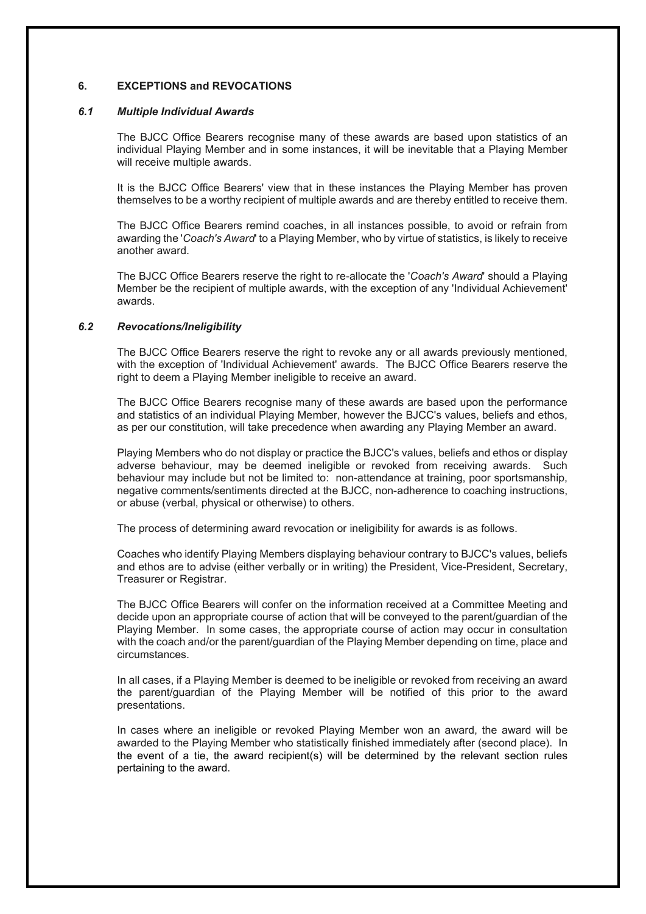## 6. EXCEPTIONS and REVOCATIONS

### *6.1 Multiple Individual Awards*

The BJCC Office Bearers recognise many of these awards are based upon statistics of an individual Playing Member and in some instances, it will be inevitable that a Playing Member will receive multiple awards.

It is the BJCC Office Bearers' view that in these instances the Playing Member has proven themselves to be a worthy recipient of multiple awards and are thereby entitled to receive them.

The BJCC Office Bearers remind coaches, in all instances possible, to avoid or refrain from awarding the '*Coach's Award*' to a Playing Member, who by virtue of statistics, is likely to receive another award.

The BJCC Office Bearers reserve the right to re-allocate the '*Coach's Award*' should a Playing Member be the recipient of multiple awards, with the exception of any 'Individual Achievement' awards.

### *6.2 Revocations/Ineligibility*

The BJCC Office Bearers reserve the right to revoke any or all awards previously mentioned, with the exception of 'Individual Achievement' awards. The BJCC Office Bearers reserve the right to deem a Playing Member ineligible to receive an award.

The BJCC Office Bearers recognise many of these awards are based upon the performance and statistics of an individual Playing Member, however the BJCC's values, beliefs and ethos, as per our constitution, will take precedence when awarding any Playing Member an award.

Playing Members who do not display or practice the BJCC's values, beliefs and ethos or display adverse behaviour, may be deemed ineligible or revoked from receiving awards. Such behaviour may include but not be limited to: non-attendance at training, poor sportsmanship, negative comments/sentiments directed at the BJCC, non-adherence to coaching instructions, or abuse (verbal, physical or otherwise) to others.

The process of determining award revocation or ineligibility for awards is as follows.

Coaches who identify Playing Members displaying behaviour contrary to BJCC's values, beliefs and ethos are to advise (either verbally or in writing) the President, Vice-President, Secretary, Treasurer or Registrar.

The BJCC Office Bearers will confer on the information received at a Committee Meeting and decide upon an appropriate course of action that will be conveyed to the parent/guardian of the Playing Member. In some cases, the appropriate course of action may occur in consultation with the coach and/or the parent/guardian of the Playing Member depending on time, place and circumstances.

In all cases, if a Playing Member is deemed to be ineligible or revoked from receiving an award the parent/guardian of the Playing Member will be notified of this prior to the award presentations.

In cases where an ineligible or revoked Playing Member won an award, the award will be awarded to the Playing Member who statistically finished immediately after (second place). In the event of a tie, the award recipient(s) will be determined by the relevant section rules pertaining to the award.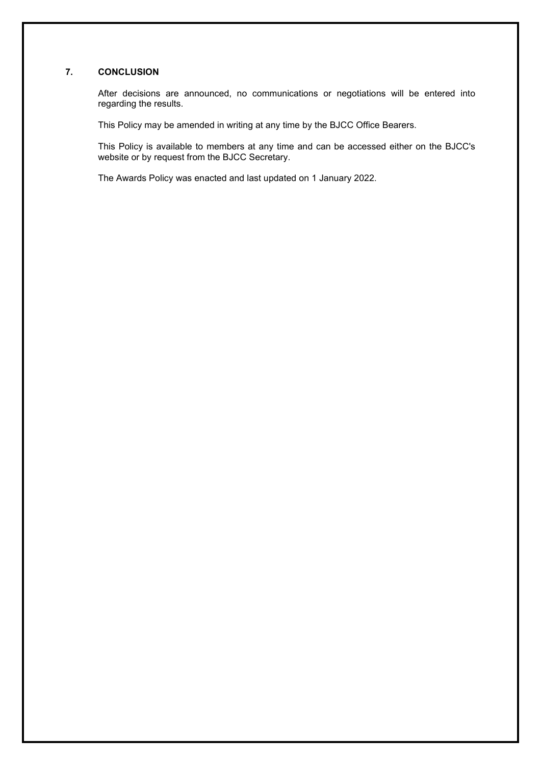## 7. CONCLUSION

After decisions are announced, no communications or negotiations will be entered into regarding the results.

This Policy may be amended in writing at any time by the BJCC Office Bearers.

This Policy is available to members at any time and can be accessed either on the BJCC's website or by request from the BJCC Secretary.

The Awards Policy was enacted and last updated on 1 January 2022.